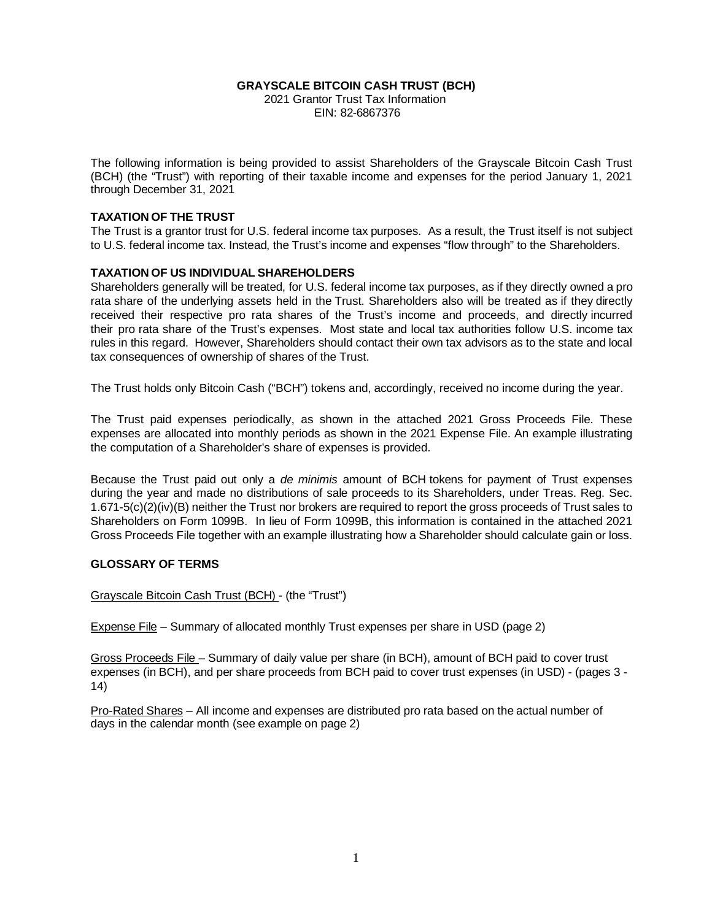# GRAYSCALE BITCOIN CASH TRUST (BCH)

2021 Grantor Trust Tax Information

EIN: 82-6867376

The following information is being provided to assist Shareholders of the Grayscale Bitcoin Cash Trust (BCH) (the "Trust") with reporting of their taxable income and expenses for the period January 1, 2021 through December 31, 2021

### TAXATION OF THE TRUST

The Trust is a grantor trust for U.S. federal income tax purposes. As a result, the Trust itself is not subject to U.S. federal income tax. Instead, the Trust's income and expenses "flow through" to the Shareholders.

### TAXATION OF US INDIVIDUAL SHAREHOLDERS

Shareholders generally will be treated, for U.S. federal income tax purposes, as if they directly owned a pro rata share of the underlying assets held in the Trust. Shareholders also will be treated as if they directly received their respective pro rata shares of the Trust's income and proceeds, and directly incurred their pro rata share of the Trust's expenses. Most state and local tax authorities follow U.S. income tax rules in this regard. However, Shareholders should contact their own tax advisors as to the state and local tax consequences of ownership of shares of the Trust.

The Trust holds only Bitcoin Cash ("BCH") tokens and, accordingly, received no income during the year.

The Trust paid expenses periodically, as shown in the attached 2021 Gross Proceeds File. These expenses are allocated into monthly periods as shown in the 2021 Expense File. An example illustrating the computation of a Shareholder's share of expenses is provided.

Because the Trust paid out only a *de minimis* amount of BCH tokens for payment of Trust expenses during the year and made no distributions of sale proceeds to its Shareholders, under Treas. Reg. Sec. 1.671-5(c)(2)(iv)(B) neither the Trust nor brokers are required to report the gross proceeds of Trust sales to Shareholders on Form 1099B. In lieu of Form 1099B, this information is contained in the attached 2021 Gross Proceeds File together with an example illustrating how a Shareholder should calculate gain or loss.

### GLOSSARY OF TERMS

Grayscale Bitcoin Cash Trust (BCH) - (the "Trust")

Expense File – Summary of allocated monthly Trust expenses per share in USD (page 2)

Gross Proceeds File – Summary of daily value per share (in BCH), amount of BCH paid to cover trust expenses (in BCH), and per share proceeds from BCH paid to cover trust expenses (in USD) - (pages 3 - 14)

Pro-Rated Shares – All income and expenses are distributed pro rata based on the actual number of days in the calendar month (see example on page 2)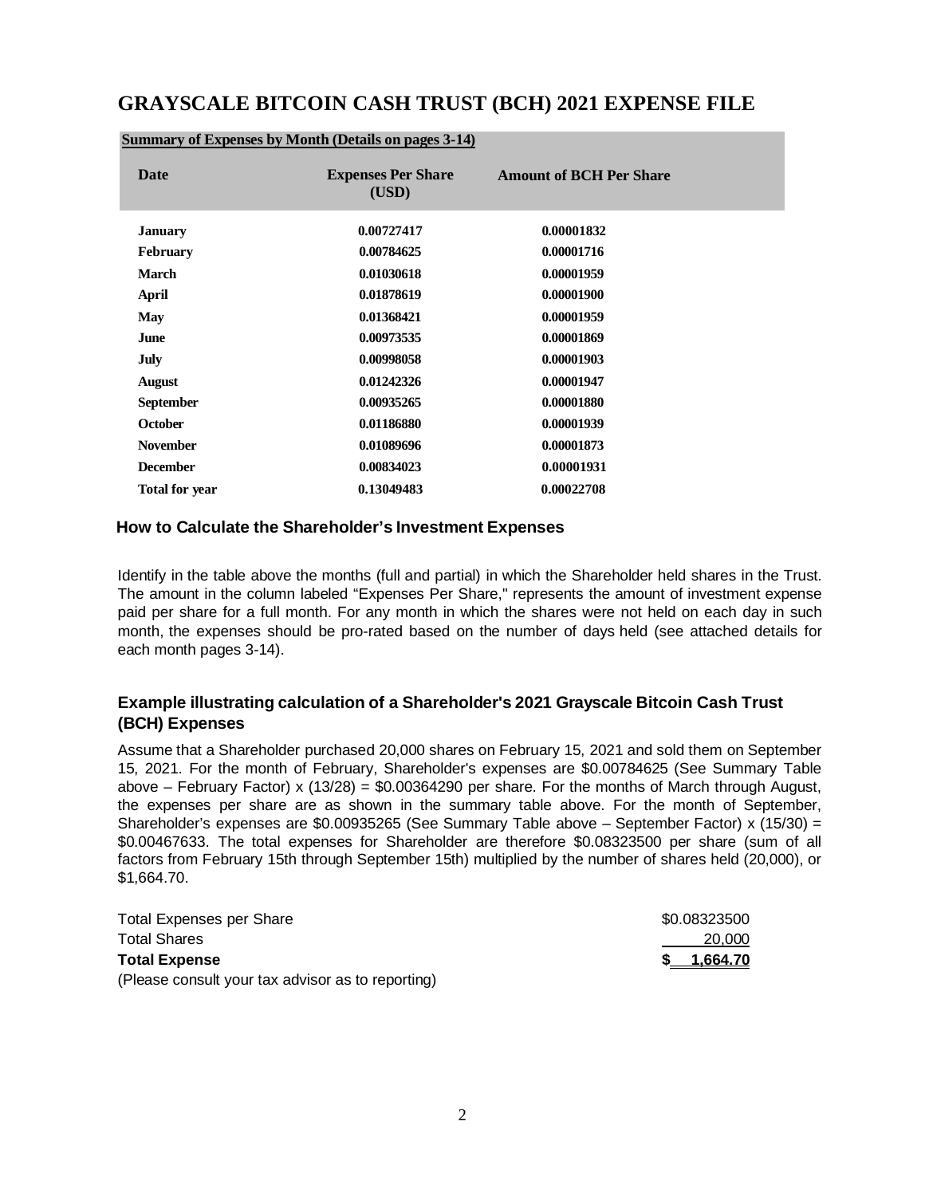# GRAYSCALE BITCOIN CASH TRUST (BCH) 2021 EXPENSE FILE

**Summary of Expenses by Month (Details on pages 3-14)**

| Date | Expenses Per Share (USD) | Amount of BCH Per Share |
|---|---|---|
| **January** | **0.00727417** | **0.00001832** |
| **February** | **0.00784625** | **0.00001716** |
| **March** | **0.01030618** | **0.00001959** |
| **April** | **0.01878619** | **0.00001900** |
| **May** | **0.01368421** | **0.00001959** |
| **June** | **0.00973535** | **0.00001869** |
| **July** | **0.00998058** | **0.00001903** |
| **August** | **0.01242326** | **0.00001947** |
| **September** | **0.00935265** | **0.00001880** |
| **October** | **0.01186880** | **0.00001939** |
| **November** | **0.01089696** | **0.00001873** |
| **December** | **0.00834023** | **0.00001931** |
| **Total for year** | **0.13049483** | **0.00022708** |

### How to Calculate the Shareholder's Investment Expenses

Identify in the table above the months (full and partial) in which the Shareholder held shares in the Trust. The amount in the column labeled "Expenses Per Share," represents the amount of investment expense paid per share for a full month. For any month in which the shares were not held on each day in such month, the expenses should be pro-rated based on the number of days held (see attached details for each month pages 3-14).

### Example illustrating calculation of a Shareholder's 2021 Grayscale Bitcoin Cash Trust (BCH) Expenses

Assume that a Shareholder purchased 20,000 shares on February 15, 2021 and sold them on September 15, 2021. For the month of February, Shareholder's expenses are $0.00784625 (See Summary Table above – February Factor) x (13/28) = $0.00364290 per share. For the months of March through August, the expenses per share are as shown in the summary table above. For the month of September, Shareholder's expenses are $0.00935265 (See Summary Table above – September Factor) x (15/30) = $0.00467633. The total expenses for Shareholder are therefore $0.08323500 per share (sum of all factors from February 15th through September 15th) multiplied by the number of shares held (20,000), or $1,664.70.

| | |
|---|---|
| Total Expenses per Share | $0.08323500 |
| Total Shares | 20,000 |
| **Total Expense** | **$ 1,664.70** |

(Please consult your tax advisor as to reporting)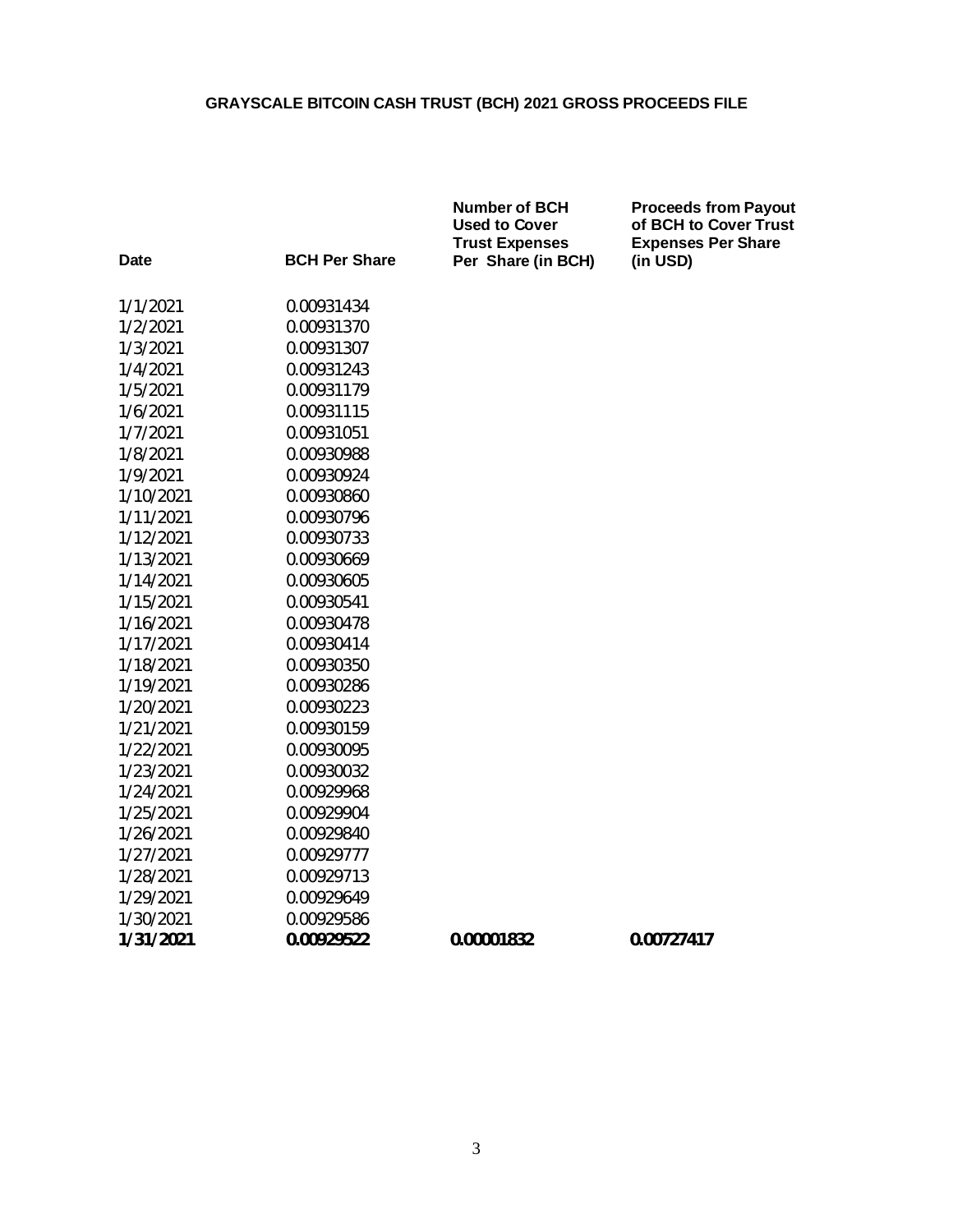## GRAYSCALE BITCOIN CASH TRUST (BCH) 2021 GROSS PROCEEDS FILE

| Date | BCH Per Share | Number of BCH Used to Cover Trust Expenses Per Share (in BCH) | Proceeds from Payout of BCH to Cover Trust Expenses Per Share (in USD) |
|---|---|---|---|
| 1/1/2021 | 0.00931434 | | |
| 1/2/2021 | 0.00931370 | | |
| 1/3/2021 | 0.00931307 | | |
| 1/4/2021 | 0.00931243 | | |
| 1/5/2021 | 0.00931179 | | |
| 1/6/2021 | 0.00931115 | | |
| 1/7/2021 | 0.00931051 | | |
| 1/8/2021 | 0.00930988 | | |
| 1/9/2021 | 0.00930924 | | |
| 1/10/2021 | 0.00930860 | | |
| 1/11/2021 | 0.00930796 | | |
| 1/12/2021 | 0.00930733 | | |
| 1/13/2021 | 0.00930669 | | |
| 1/14/2021 | 0.00930605 | | |
| 1/15/2021 | 0.00930541 | | |
| 1/16/2021 | 0.00930478 | | |
| 1/17/2021 | 0.00930414 | | |
| 1/18/2021 | 0.00930350 | | |
| 1/19/2021 | 0.00930286 | | |
| 1/20/2021 | 0.00930223 | | |
| 1/21/2021 | 0.00930159 | | |
| 1/22/2021 | 0.00930095 | | |
| 1/23/2021 | 0.00930032 | | |
| 1/24/2021 | 0.00929968 | | |
| 1/25/2021 | 0.00929904 | | |
| 1/26/2021 | 0.00929840 | | |
| 1/27/2021 | 0.00929777 | | |
| 1/28/2021 | 0.00929713 | | |
| 1/29/2021 | 0.00929649 | | |
| 1/30/2021 | 0.00929586 | | |
| **1/31/2021** | **0.00929522** | **0.00001832** | **0.00727417** |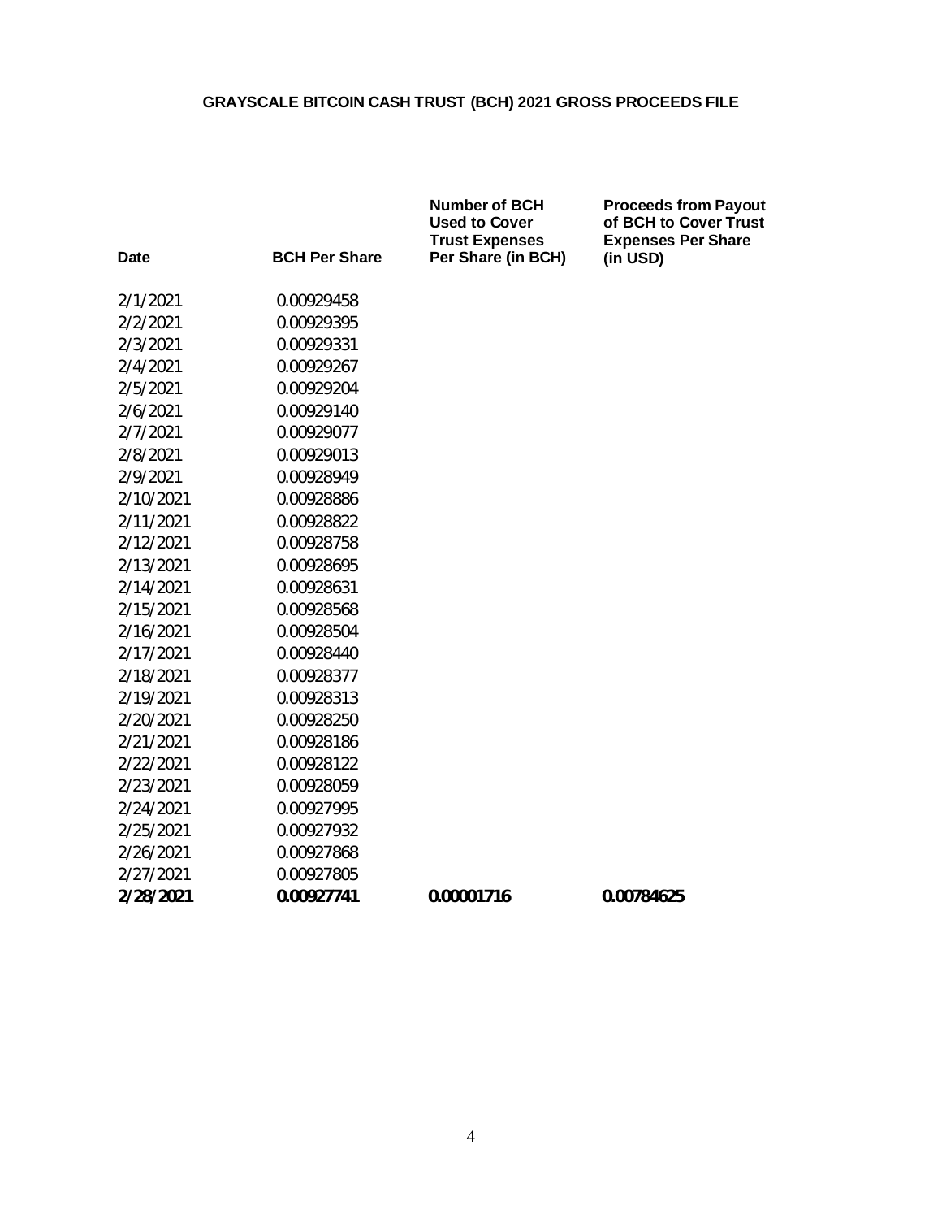## GRAYSCALE BITCOIN CASH TRUST (BCH) 2021 GROSS PROCEEDS FILE

| Date | BCH Per Share | Number of BCH Used to Cover Trust Expenses Per Share (in BCH) | Proceeds from Payout of BCH to Cover Trust Expenses Per Share (in USD) |
|---|---|---|---|
| 2/1/2021 | 0.00929458 | | |
| 2/2/2021 | 0.00929395 | | |
| 2/3/2021 | 0.00929331 | | |
| 2/4/2021 | 0.00929267 | | |
| 2/5/2021 | 0.00929204 | | |
| 2/6/2021 | 0.00929140 | | |
| 2/7/2021 | 0.00929077 | | |
| 2/8/2021 | 0.00929013 | | |
| 2/9/2021 | 0.00928949 | | |
| 2/10/2021 | 0.00928886 | | |
| 2/11/2021 | 0.00928822 | | |
| 2/12/2021 | 0.00928758 | | |
| 2/13/2021 | 0.00928695 | | |
| 2/14/2021 | 0.00928631 | | |
| 2/15/2021 | 0.00928568 | | |
| 2/16/2021 | 0.00928504 | | |
| 2/17/2021 | 0.00928440 | | |
| 2/18/2021 | 0.00928377 | | |
| 2/19/2021 | 0.00928313 | | |
| 2/20/2021 | 0.00928250 | | |
| 2/21/2021 | 0.00928186 | | |
| 2/22/2021 | 0.00928122 | | |
| 2/23/2021 | 0.00928059 | | |
| 2/24/2021 | 0.00927995 | | |
| 2/25/2021 | 0.00927932 | | |
| 2/26/2021 | 0.00927868 | | |
| 2/27/2021 | 0.00927805 | | |
| **2/28/2021** | **0.00927741** | **0.00001716** | **0.00784625** |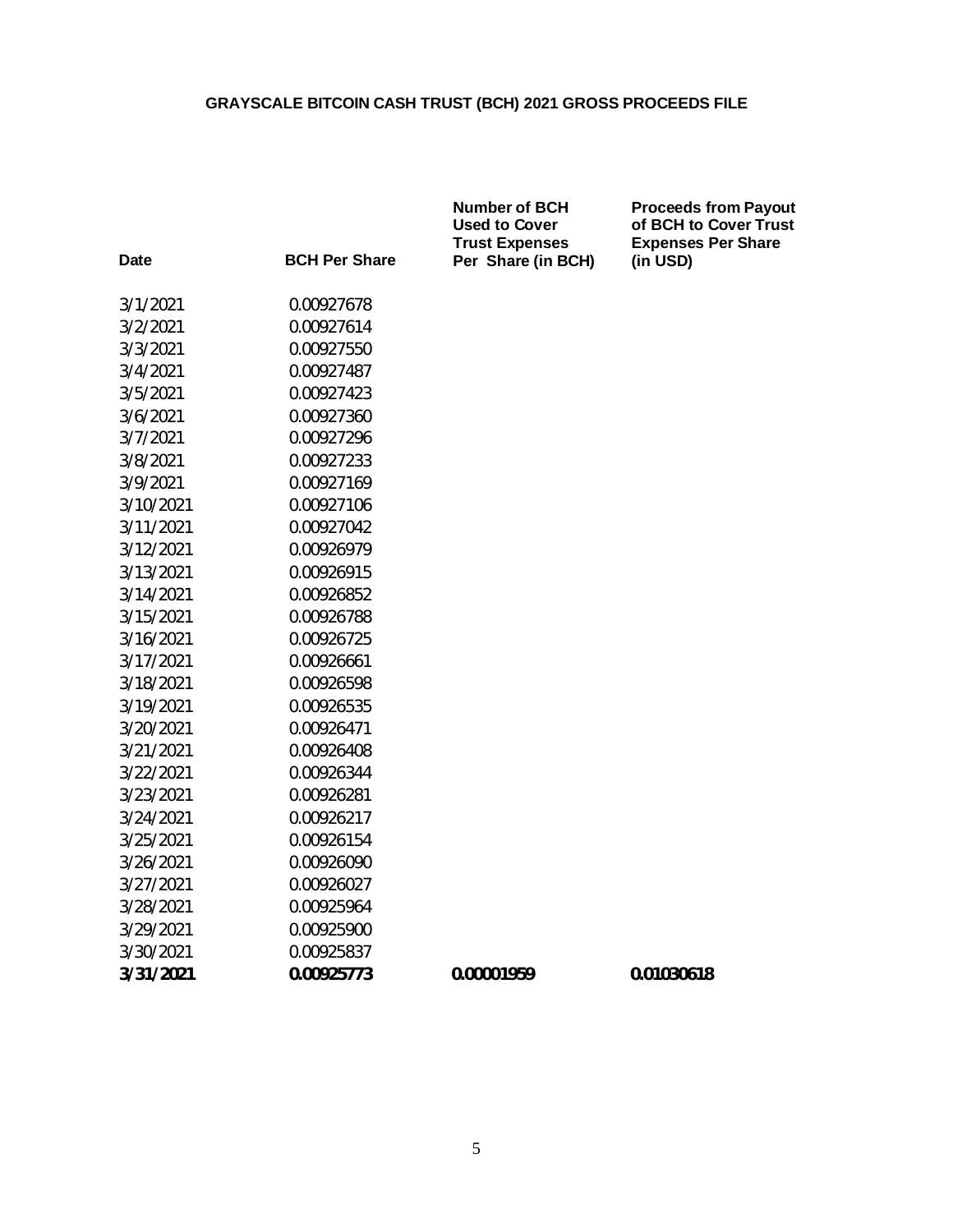## GRAYSCALE BITCOIN CASH TRUST (BCH) 2021 GROSS PROCEEDS FILE

| Date | BCH Per Share | Number of BCH Used to Cover Trust Expenses Per Share (in BCH) | Proceeds from Payout of BCH to Cover Trust Expenses Per Share (in USD) |
|---|---|---|---|
| 3/1/2021 | 0.00927678 | | |
| 3/2/2021 | 0.00927614 | | |
| 3/3/2021 | 0.00927550 | | |
| 3/4/2021 | 0.00927487 | | |
| 3/5/2021 | 0.00927423 | | |
| 3/6/2021 | 0.00927360 | | |
| 3/7/2021 | 0.00927296 | | |
| 3/8/2021 | 0.00927233 | | |
| 3/9/2021 | 0.00927169 | | |
| 3/10/2021 | 0.00927106 | | |
| 3/11/2021 | 0.00927042 | | |
| 3/12/2021 | 0.00926979 | | |
| 3/13/2021 | 0.00926915 | | |
| 3/14/2021 | 0.00926852 | | |
| 3/15/2021 | 0.00926788 | | |
| 3/16/2021 | 0.00926725 | | |
| 3/17/2021 | 0.00926661 | | |
| 3/18/2021 | 0.00926598 | | |
| 3/19/2021 | 0.00926535 | | |
| 3/20/2021 | 0.00926471 | | |
| 3/21/2021 | 0.00926408 | | |
| 3/22/2021 | 0.00926344 | | |
| 3/23/2021 | 0.00926281 | | |
| 3/24/2021 | 0.00926217 | | |
| 3/25/2021 | 0.00926154 | | |
| 3/26/2021 | 0.00926090 | | |
| 3/27/2021 | 0.00926027 | | |
| 3/28/2021 | 0.00925964 | | |
| 3/29/2021 | 0.00925900 | | |
| 3/30/2021 | 0.00925837 | | |
| **3/31/2021** | **0.00925773** | **0.00001959** | **0.01030618** |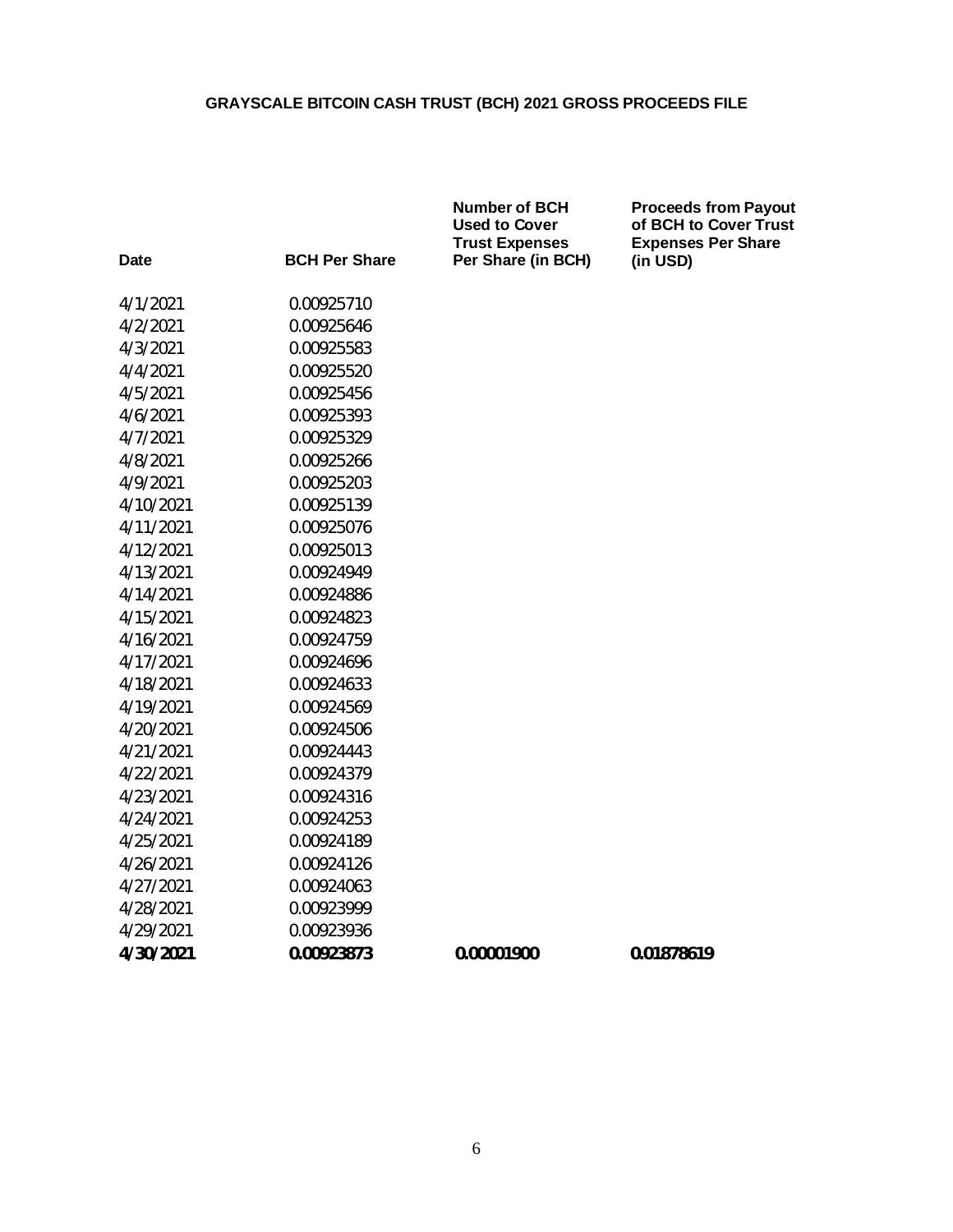# GRAYSCALE BITCOIN CASH TRUST (BCH) 2021 GROSS PROCEEDS FILE

| Date | BCH Per Share | Number of BCH Used to Cover Trust Expenses Per Share (in BCH) | Proceeds from Payout of BCH to Cover Trust Expenses Per Share (in USD) |
|---|---|---|---|
| 4/1/2021 | 0.00925710 | | |
| 4/2/2021 | 0.00925646 | | |
| 4/3/2021 | 0.00925583 | | |
| 4/4/2021 | 0.00925520 | | |
| 4/5/2021 | 0.00925456 | | |
| 4/6/2021 | 0.00925393 | | |
| 4/7/2021 | 0.00925329 | | |
| 4/8/2021 | 0.00925266 | | |
| 4/9/2021 | 0.00925203 | | |
| 4/10/2021 | 0.00925139 | | |
| 4/11/2021 | 0.00925076 | | |
| 4/12/2021 | 0.00925013 | | |
| 4/13/2021 | 0.00924949 | | |
| 4/14/2021 | 0.00924886 | | |
| 4/15/2021 | 0.00924823 | | |
| 4/16/2021 | 0.00924759 | | |
| 4/17/2021 | 0.00924696 | | |
| 4/18/2021 | 0.00924633 | | |
| 4/19/2021 | 0.00924569 | | |
| 4/20/2021 | 0.00924506 | | |
| 4/21/2021 | 0.00924443 | | |
| 4/22/2021 | 0.00924379 | | |
| 4/23/2021 | 0.00924316 | | |
| 4/24/2021 | 0.00924253 | | |
| 4/25/2021 | 0.00924189 | | |
| 4/26/2021 | 0.00924126 | | |
| 4/27/2021 | 0.00924063 | | |
| 4/28/2021 | 0.00923999 | | |
| 4/29/2021 | 0.00923936 | | |
| **4/30/2021** | **0.00923873** | **0.00001900** | **0.01878619** |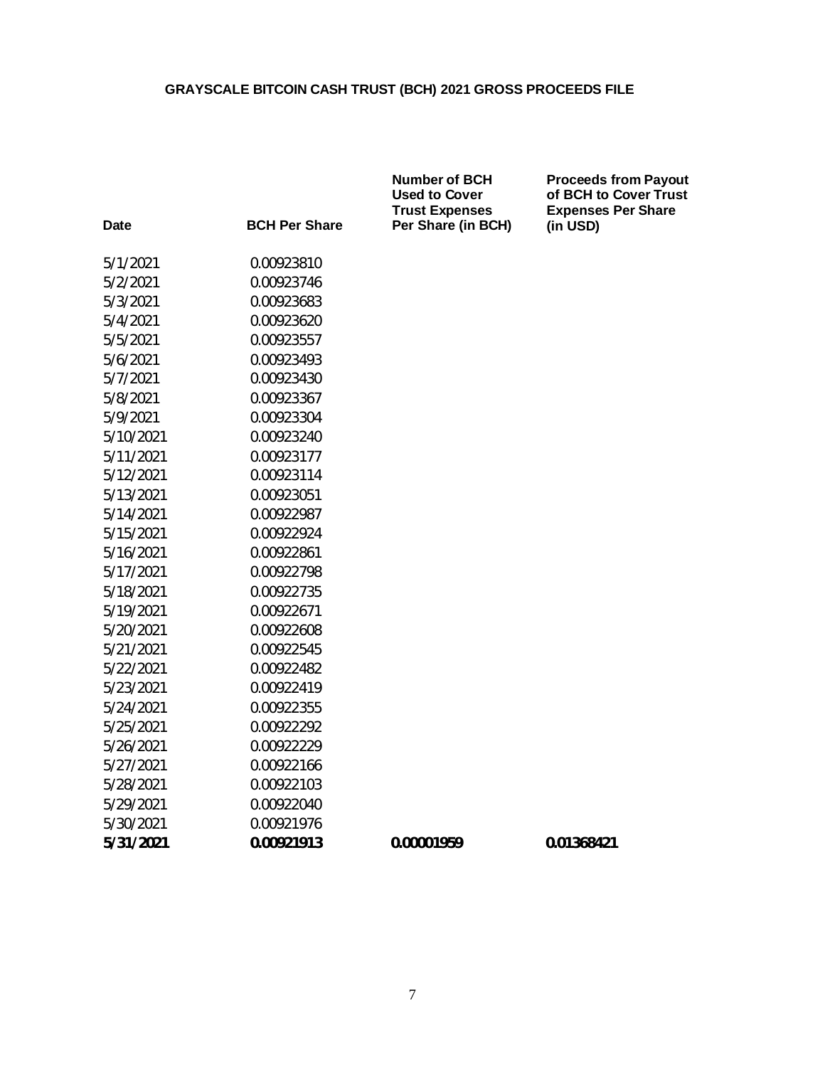**GRAYSCALE BITCOIN CASH TRUST (BCH) 2021 GROSS PROCEEDS FILE**

| Date | BCH Per Share | Number of BCH Used to Cover Trust Expenses Per Share (in BCH) | Proceeds from Payout of BCH to Cover Trust Expenses Per Share (in USD) |
|---|---|---|---|
| 5/1/2021 | 0.00923810 | | |
| 5/2/2021 | 0.00923746 | | |
| 5/3/2021 | 0.00923683 | | |
| 5/4/2021 | 0.00923620 | | |
| 5/5/2021 | 0.00923557 | | |
| 5/6/2021 | 0.00923493 | | |
| 5/7/2021 | 0.00923430 | | |
| 5/8/2021 | 0.00923367 | | |
| 5/9/2021 | 0.00923304 | | |
| 5/10/2021 | 0.00923240 | | |
| 5/11/2021 | 0.00923177 | | |
| 5/12/2021 | 0.00923114 | | |
| 5/13/2021 | 0.00923051 | | |
| 5/14/2021 | 0.00922987 | | |
| 5/15/2021 | 0.00922924 | | |
| 5/16/2021 | 0.00922861 | | |
| 5/17/2021 | 0.00922798 | | |
| 5/18/2021 | 0.00922735 | | |
| 5/19/2021 | 0.00922671 | | |
| 5/20/2021 | 0.00922608 | | |
| 5/21/2021 | 0.00922545 | | |
| 5/22/2021 | 0.00922482 | | |
| 5/23/2021 | 0.00922419 | | |
| 5/24/2021 | 0.00922355 | | |
| 5/25/2021 | 0.00922292 | | |
| 5/26/2021 | 0.00922229 | | |
| 5/27/2021 | 0.00922166 | | |
| 5/28/2021 | 0.00922103 | | |
| 5/29/2021 | 0.00922040 | | |
| 5/30/2021 | 0.00921976 | | |
| **5/31/2021** | **0.00921913** | **0.00001959** | **0.01368421** |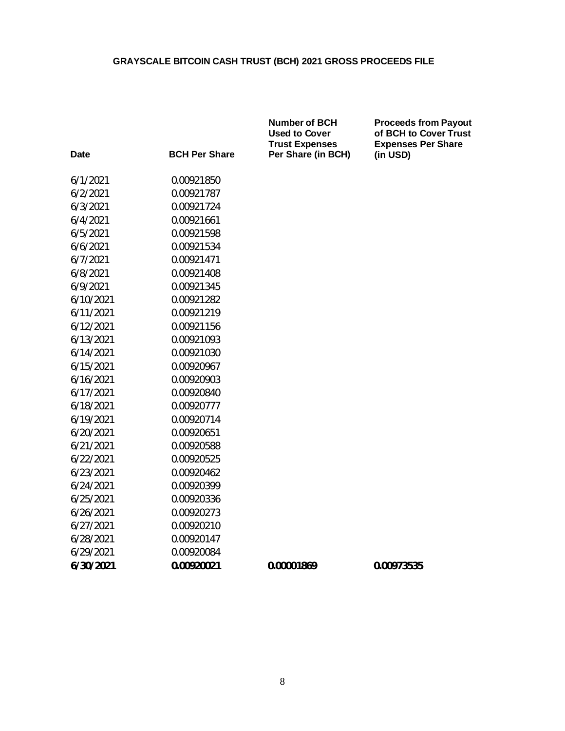## GRAYSCALE BITCOIN CASH TRUST (BCH) 2021 GROSS PROCEEDS FILE

| Date | BCH Per Share | Number of BCH Used to Cover Trust Expenses Per Share (in BCH) | Proceeds from Payout of BCH to Cover Trust Expenses Per Share (in USD) |
|---|---|---|---|
| 6/1/2021 | 0.00921850 | | |
| 6/2/2021 | 0.00921787 | | |
| 6/3/2021 | 0.00921724 | | |
| 6/4/2021 | 0.00921661 | | |
| 6/5/2021 | 0.00921598 | | |
| 6/6/2021 | 0.00921534 | | |
| 6/7/2021 | 0.00921471 | | |
| 6/8/2021 | 0.00921408 | | |
| 6/9/2021 | 0.00921345 | | |
| 6/10/2021 | 0.00921282 | | |
| 6/11/2021 | 0.00921219 | | |
| 6/12/2021 | 0.00921156 | | |
| 6/13/2021 | 0.00921093 | | |
| 6/14/2021 | 0.00921030 | | |
| 6/15/2021 | 0.00920967 | | |
| 6/16/2021 | 0.00920903 | | |
| 6/17/2021 | 0.00920840 | | |
| 6/18/2021 | 0.00920777 | | |
| 6/19/2021 | 0.00920714 | | |
| 6/20/2021 | 0.00920651 | | |
| 6/21/2021 | 0.00920588 | | |
| 6/22/2021 | 0.00920525 | | |
| 6/23/2021 | 0.00920462 | | |
| 6/24/2021 | 0.00920399 | | |
| 6/25/2021 | 0.00920336 | | |
| 6/26/2021 | 0.00920273 | | |
| 6/27/2021 | 0.00920210 | | |
| 6/28/2021 | 0.00920147 | | |
| 6/29/2021 | 0.00920084 | | |
| **6/30/2021** | **0.00920021** | **0.00001869** | **0.00973535** |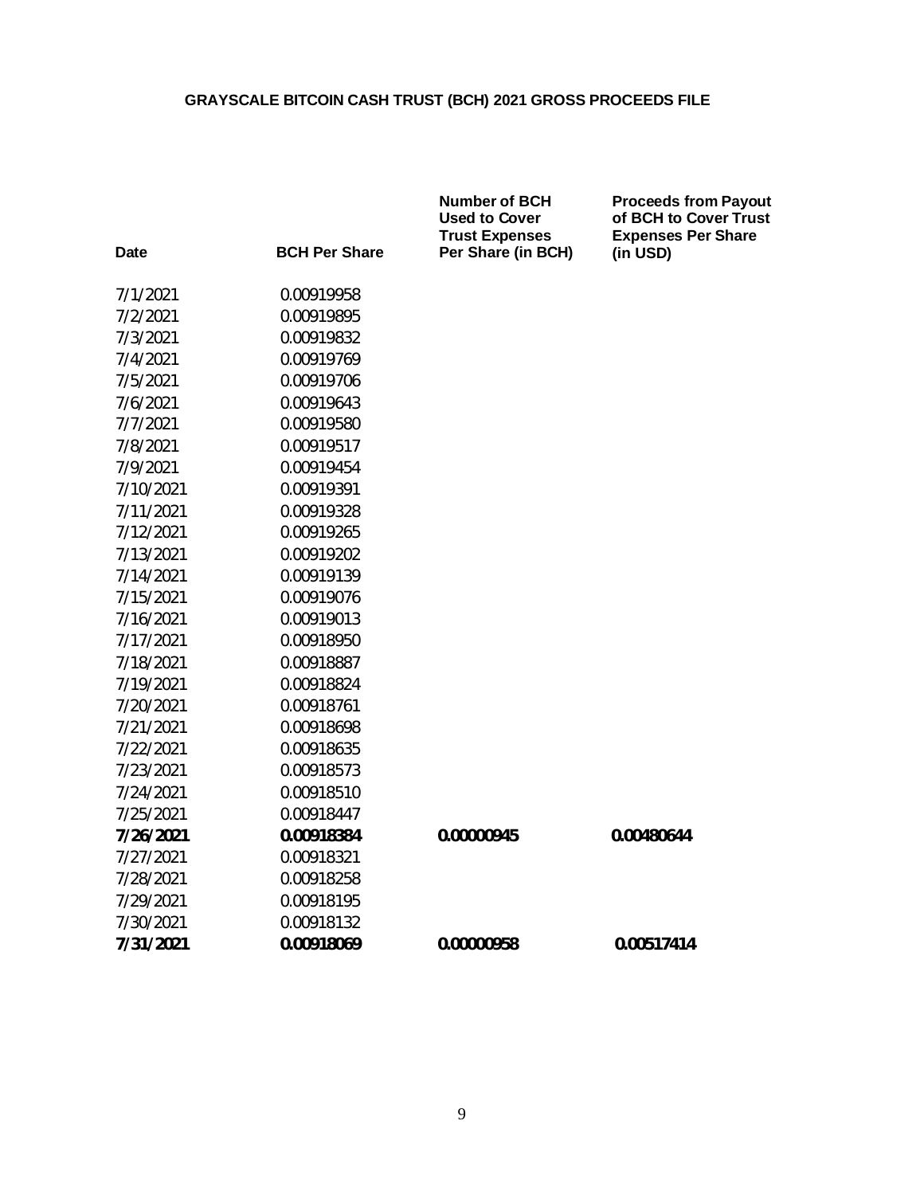## GRAYSCALE BITCOIN CASH TRUST (BCH) 2021 GROSS PROCEEDS FILE

| Date | BCH Per Share | Number of BCH Used to Cover Trust Expenses Per Share (in BCH) | Proceeds from Payout of BCH to Cover Trust Expenses Per Share (in USD) |
|---|---|---|---|
| 7/1/2021 | 0.00919958 | | |
| 7/2/2021 | 0.00919895 | | |
| 7/3/2021 | 0.00919832 | | |
| 7/4/2021 | 0.00919769 | | |
| 7/5/2021 | 0.00919706 | | |
| 7/6/2021 | 0.00919643 | | |
| 7/7/2021 | 0.00919580 | | |
| 7/8/2021 | 0.00919517 | | |
| 7/9/2021 | 0.00919454 | | |
| 7/10/2021 | 0.00919391 | | |
| 7/11/2021 | 0.00919328 | | |
| 7/12/2021 | 0.00919265 | | |
| 7/13/2021 | 0.00919202 | | |
| 7/14/2021 | 0.00919139 | | |
| 7/15/2021 | 0.00919076 | | |
| 7/16/2021 | 0.00919013 | | |
| 7/17/2021 | 0.00918950 | | |
| 7/18/2021 | 0.00918887 | | |
| 7/19/2021 | 0.00918824 | | |
| 7/20/2021 | 0.00918761 | | |
| 7/21/2021 | 0.00918698 | | |
| 7/22/2021 | 0.00918635 | | |
| 7/23/2021 | 0.00918573 | | |
| 7/24/2021 | 0.00918510 | | |
| 7/25/2021 | 0.00918447 | | |
| **7/26/2021** | **0.00918384** | **0.00000945** | **0.00480644** |
| 7/27/2021 | 0.00918321 | | |
| 7/28/2021 | 0.00918258 | | |
| 7/29/2021 | 0.00918195 | | |
| 7/30/2021 | 0.00918132 | | |
| **7/31/2021** | **0.00918069** | **0.00000958** | **0.00517414** |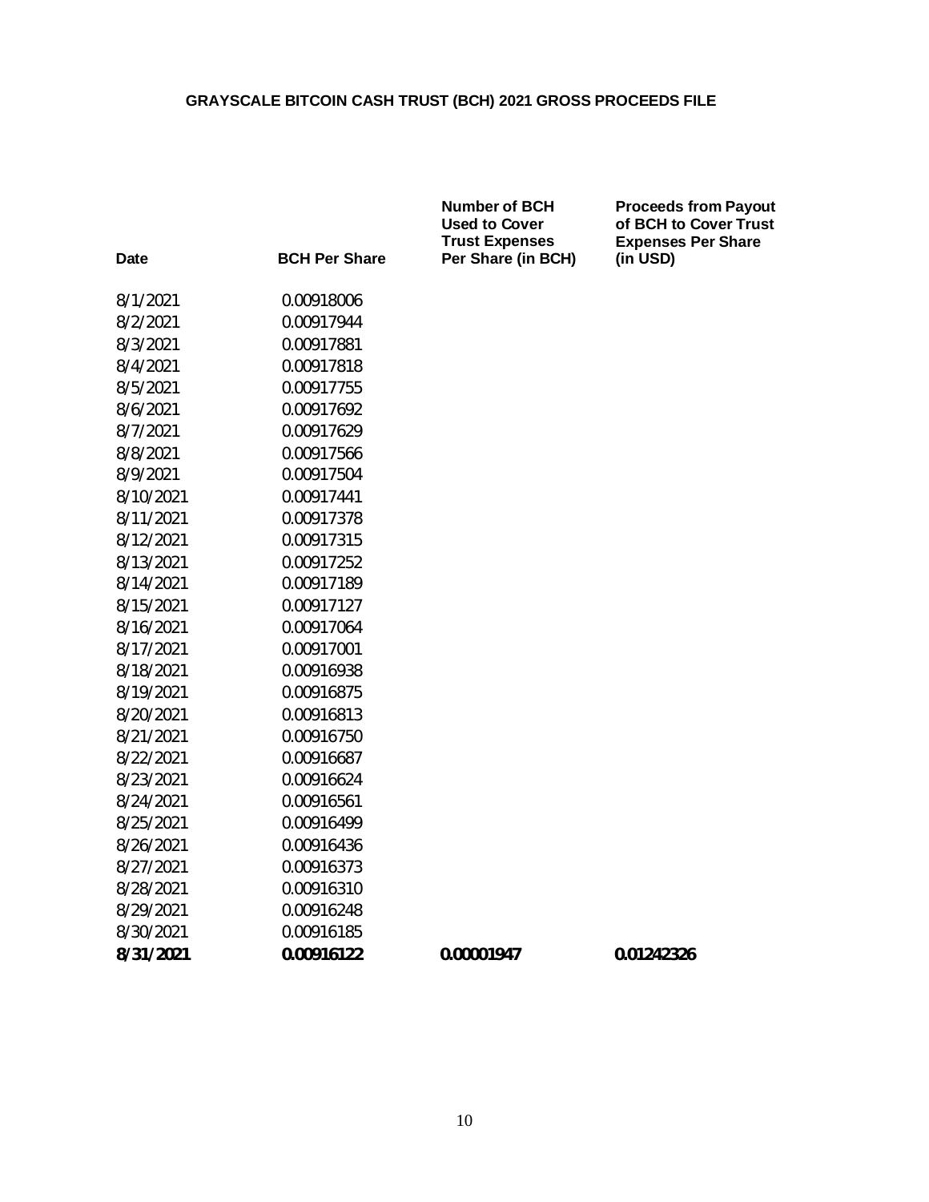# GRAYSCALE BITCOIN CASH TRUST (BCH) 2021 GROSS PROCEEDS FILE

| Date | BCH Per Share | Number of BCH Used to Cover Trust Expenses Per Share (in BCH) | Proceeds from Payout of BCH to Cover Trust Expenses Per Share (in USD) |
|---|---|---|---|
| 8/1/2021 | 0.00918006 | | |
| 8/2/2021 | 0.00917944 | | |
| 8/3/2021 | 0.00917881 | | |
| 8/4/2021 | 0.00917818 | | |
| 8/5/2021 | 0.00917755 | | |
| 8/6/2021 | 0.00917692 | | |
| 8/7/2021 | 0.00917629 | | |
| 8/8/2021 | 0.00917566 | | |
| 8/9/2021 | 0.00917504 | | |
| 8/10/2021 | 0.00917441 | | |
| 8/11/2021 | 0.00917378 | | |
| 8/12/2021 | 0.00917315 | | |
| 8/13/2021 | 0.00917252 | | |
| 8/14/2021 | 0.00917189 | | |
| 8/15/2021 | 0.00917127 | | |
| 8/16/2021 | 0.00917064 | | |
| 8/17/2021 | 0.00917001 | | |
| 8/18/2021 | 0.00916938 | | |
| 8/19/2021 | 0.00916875 | | |
| 8/20/2021 | 0.00916813 | | |
| 8/21/2021 | 0.00916750 | | |
| 8/22/2021 | 0.00916687 | | |
| 8/23/2021 | 0.00916624 | | |
| 8/24/2021 | 0.00916561 | | |
| 8/25/2021 | 0.00916499 | | |
| 8/26/2021 | 0.00916436 | | |
| 8/27/2021 | 0.00916373 | | |
| 8/28/2021 | 0.00916310 | | |
| 8/29/2021 | 0.00916248 | | |
| 8/30/2021 | 0.00916185 | | |
| **8/31/2021** | **0.00916122** | **0.00001947** | **0.01242326** |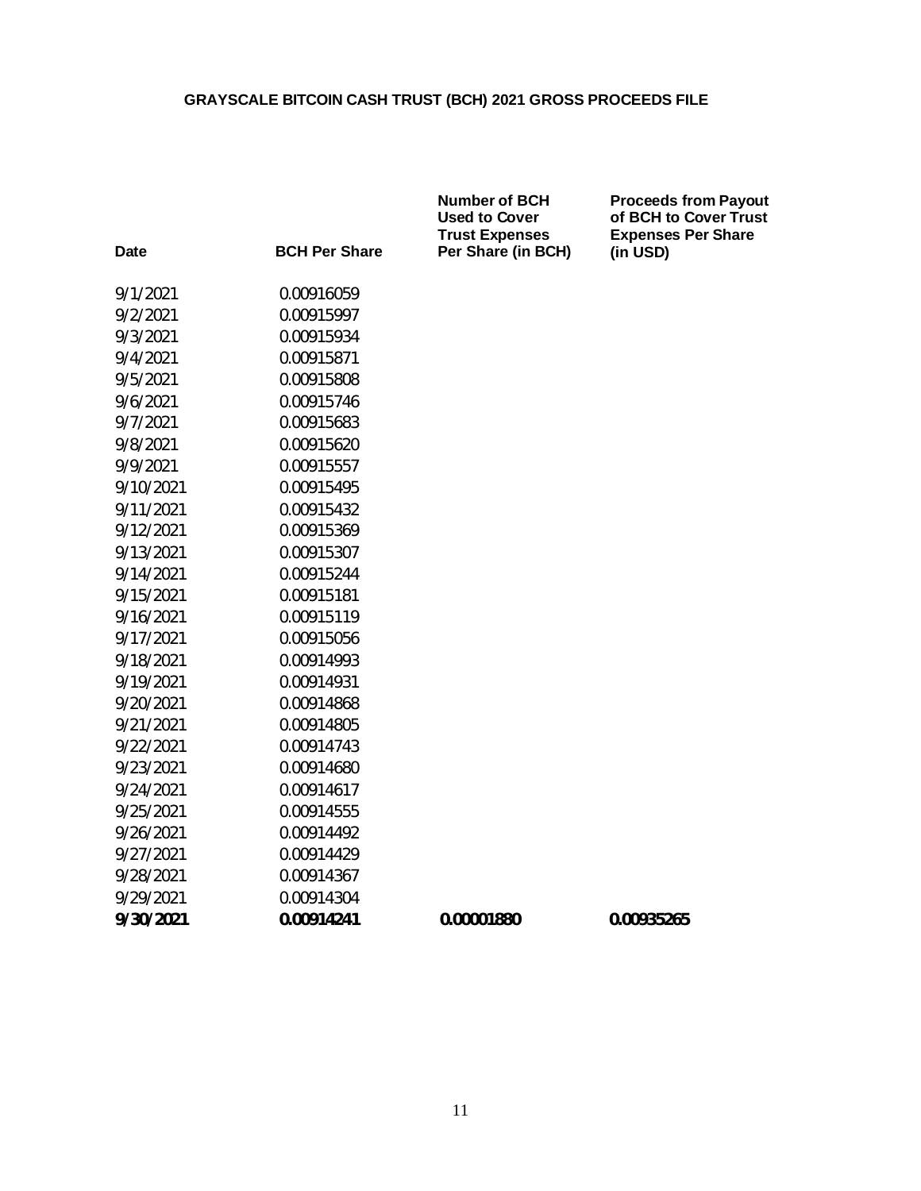# GRAYSCALE BITCOIN CASH TRUST (BCH) 2021 GROSS PROCEEDS FILE

| Date | BCH Per Share | Number of BCH Used to Cover Trust Expenses Per Share (in BCH) | Proceeds from Payout of BCH to Cover Trust Expenses Per Share (in USD) |
|---|---|---|---|
| 9/1/2021 | 0.00916059 | | |
| 9/2/2021 | 0.00915997 | | |
| 9/3/2021 | 0.00915934 | | |
| 9/4/2021 | 0.00915871 | | |
| 9/5/2021 | 0.00915808 | | |
| 9/6/2021 | 0.00915746 | | |
| 9/7/2021 | 0.00915683 | | |
| 9/8/2021 | 0.00915620 | | |
| 9/9/2021 | 0.00915557 | | |
| 9/10/2021 | 0.00915495 | | |
| 9/11/2021 | 0.00915432 | | |
| 9/12/2021 | 0.00915369 | | |
| 9/13/2021 | 0.00915307 | | |
| 9/14/2021 | 0.00915244 | | |
| 9/15/2021 | 0.00915181 | | |
| 9/16/2021 | 0.00915119 | | |
| 9/17/2021 | 0.00915056 | | |
| 9/18/2021 | 0.00914993 | | |
| 9/19/2021 | 0.00914931 | | |
| 9/20/2021 | 0.00914868 | | |
| 9/21/2021 | 0.00914805 | | |
| 9/22/2021 | 0.00914743 | | |
| 9/23/2021 | 0.00914680 | | |
| 9/24/2021 | 0.00914617 | | |
| 9/25/2021 | 0.00914555 | | |
| 9/26/2021 | 0.00914492 | | |
| 9/27/2021 | 0.00914429 | | |
| 9/28/2021 | 0.00914367 | | |
| 9/29/2021 | 0.00914304 | | |
| **9/30/2021** | **0.00914241** | **0.00001880** | **0.00935265** |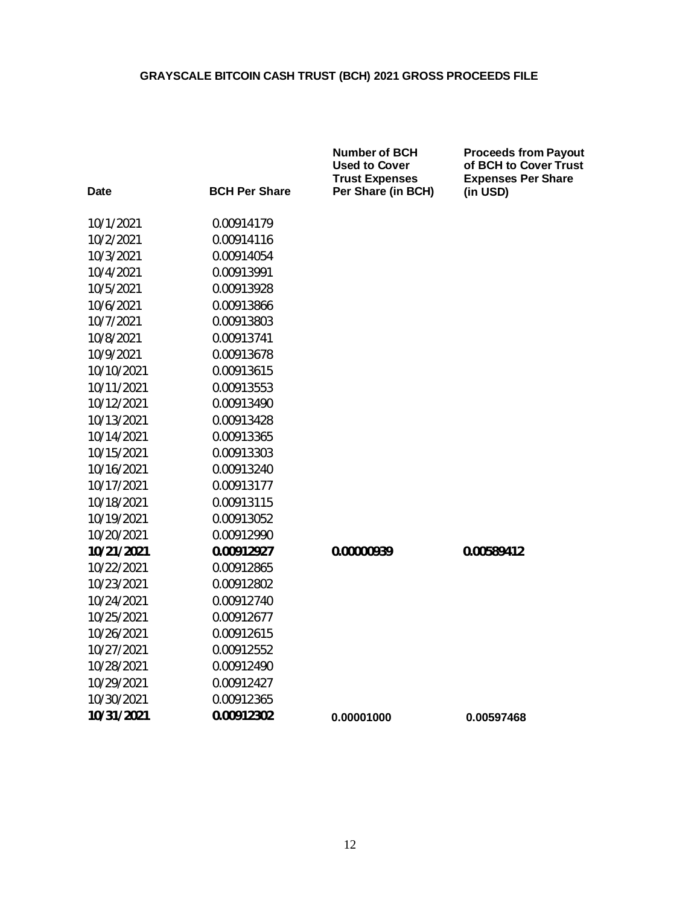## GRAYSCALE BITCOIN CASH TRUST (BCH) 2021 GROSS PROCEEDS FILE

| Date | BCH Per Share | Number of BCH Used to Cover Trust Expenses Per Share (in BCH) | Proceeds from Payout of BCH to Cover Trust Expenses Per Share (in USD) |
|---|---|---|---|
| 10/1/2021 | 0.00914179 | | |
| 10/2/2021 | 0.00914116 | | |
| 10/3/2021 | 0.00914054 | | |
| 10/4/2021 | 0.00913991 | | |
| 10/5/2021 | 0.00913928 | | |
| 10/6/2021 | 0.00913866 | | |
| 10/7/2021 | 0.00913803 | | |
| 10/8/2021 | 0.00913741 | | |
| 10/9/2021 | 0.00913678 | | |
| 10/10/2021 | 0.00913615 | | |
| 10/11/2021 | 0.00913553 | | |
| 10/12/2021 | 0.00913490 | | |
| 10/13/2021 | 0.00913428 | | |
| 10/14/2021 | 0.00913365 | | |
| 10/15/2021 | 0.00913303 | | |
| 10/16/2021 | 0.00913240 | | |
| 10/17/2021 | 0.00913177 | | |
| 10/18/2021 | 0.00913115 | | |
| 10/19/2021 | 0.00913052 | | |
| 10/20/2021 | 0.00912990 | | |
| **10/21/2021** | **0.00912927** | **0.00000939** | **0.00589412** |
| 10/22/2021 | 0.00912865 | | |
| 10/23/2021 | 0.00912802 | | |
| 10/24/2021 | 0.00912740 | | |
| 10/25/2021 | 0.00912677 | | |
| 10/26/2021 | 0.00912615 | | |
| 10/27/2021 | 0.00912552 | | |
| 10/28/2021 | 0.00912490 | | |
| 10/29/2021 | 0.00912427 | | |
| 10/30/2021 | 0.00912365 | | |
| **10/31/2021** | **0.00912302** | **0.00001000** | **0.00597468** |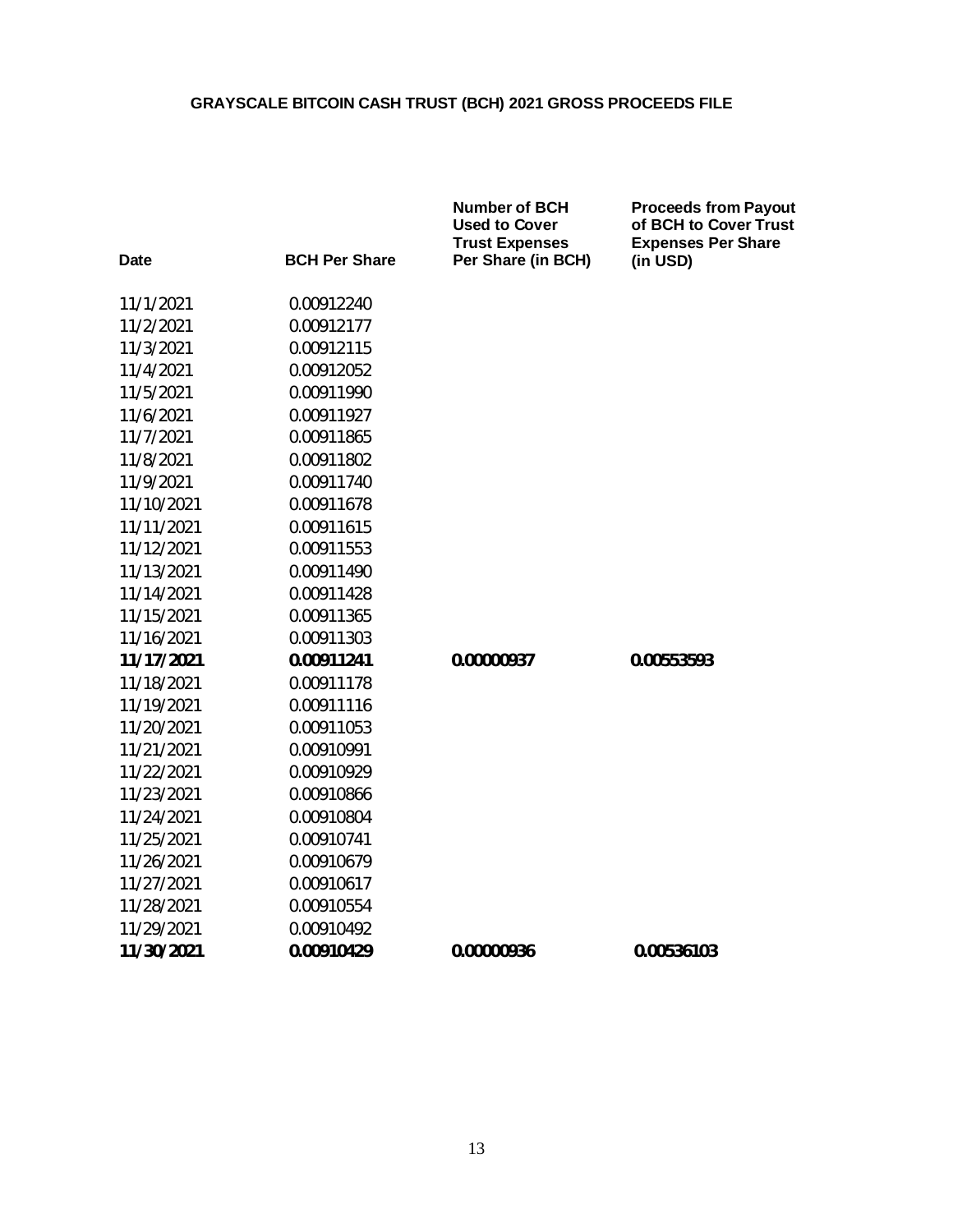# GRAYSCALE BITCOIN CASH TRUST (BCH) 2021 GROSS PROCEEDS FILE

| Date | BCH Per Share | Number of BCH Used to Cover Trust Expenses Per Share (in BCH) | Proceeds from Payout of BCH to Cover Trust Expenses Per Share (in USD) |
|---|---|---|---|
| 11/1/2021 | 0.00912240 | | |
| 11/2/2021 | 0.00912177 | | |
| 11/3/2021 | 0.00912115 | | |
| 11/4/2021 | 0.00912052 | | |
| 11/5/2021 | 0.00911990 | | |
| 11/6/2021 | 0.00911927 | | |
| 11/7/2021 | 0.00911865 | | |
| 11/8/2021 | 0.00911802 | | |
| 11/9/2021 | 0.00911740 | | |
| 11/10/2021 | 0.00911678 | | |
| 11/11/2021 | 0.00911615 | | |
| 11/12/2021 | 0.00911553 | | |
| 11/13/2021 | 0.00911490 | | |
| 11/14/2021 | 0.00911428 | | |
| 11/15/2021 | 0.00911365 | | |
| 11/16/2021 | 0.00911303 | | |
| **11/17/2021** | **0.00911241** | **0.00000937** | **0.00553593** |
| 11/18/2021 | 0.00911178 | | |
| 11/19/2021 | 0.00911116 | | |
| 11/20/2021 | 0.00911053 | | |
| 11/21/2021 | 0.00910991 | | |
| 11/22/2021 | 0.00910929 | | |
| 11/23/2021 | 0.00910866 | | |
| 11/24/2021 | 0.00910804 | | |
| 11/25/2021 | 0.00910741 | | |
| 11/26/2021 | 0.00910679 | | |
| 11/27/2021 | 0.00910617 | | |
| 11/28/2021 | 0.00910554 | | |
| 11/29/2021 | 0.00910492 | | |
| **11/30/2021** | **0.00910429** | **0.00000936** | **0.00536103** |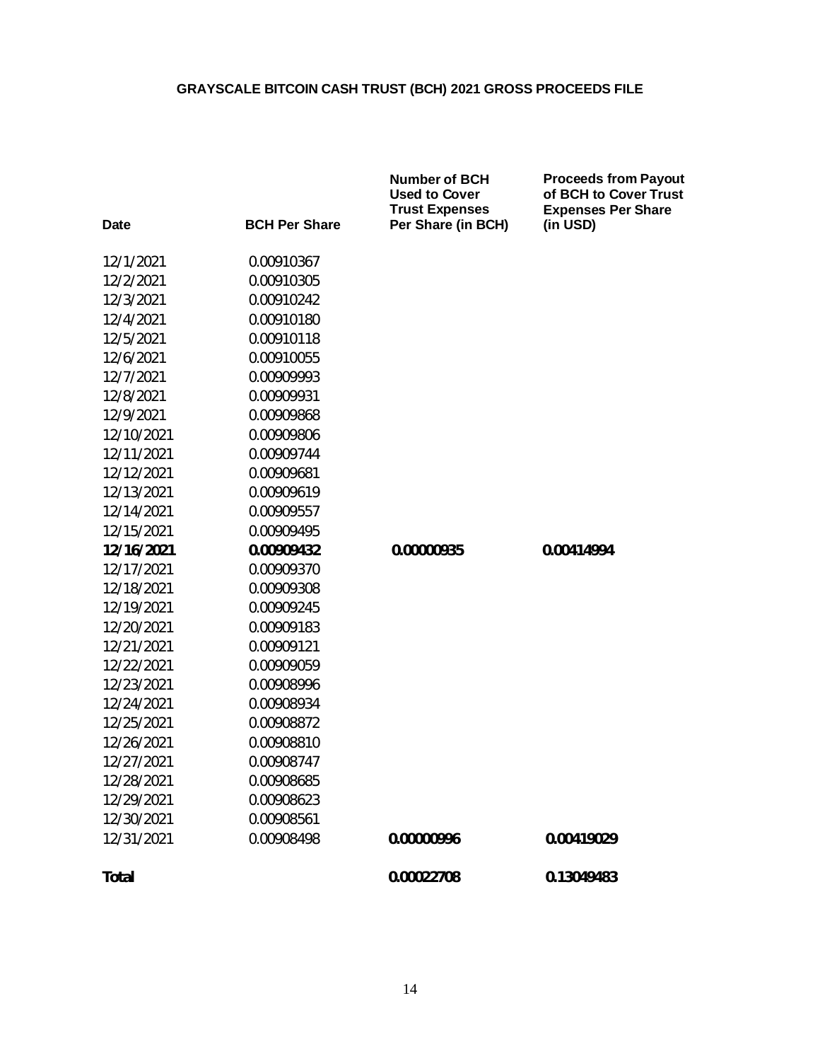**GRAYSCALE BITCOIN CASH TRUST (BCH) 2021 GROSS PROCEEDS FILE**

| Date | BCH Per Share | Number of BCH Used to Cover Trust Expenses Per Share (in BCH) | Proceeds from Payout of BCH to Cover Trust Expenses Per Share (in USD) |
|---|---|---|---|
| 12/1/2021 | 0.00910367 | | |
| 12/2/2021 | 0.00910305 | | |
| 12/3/2021 | 0.00910242 | | |
| 12/4/2021 | 0.00910180 | | |
| 12/5/2021 | 0.00910118 | | |
| 12/6/2021 | 0.00910055 | | |
| 12/7/2021 | 0.00909993 | | |
| 12/8/2021 | 0.00909931 | | |
| 12/9/2021 | 0.00909868 | | |
| 12/10/2021 | 0.00909806 | | |
| 12/11/2021 | 0.00909744 | | |
| 12/12/2021 | 0.00909681 | | |
| 12/13/2021 | 0.00909619 | | |
| 12/14/2021 | 0.00909557 | | |
| 12/15/2021 | 0.00909495 | | |
| **12/16/2021** | **0.00909432** | **0.00000935** | **0.00414994** |
| 12/17/2021 | 0.00909370 | | |
| 12/18/2021 | 0.00909308 | | |
| 12/19/2021 | 0.00909245 | | |
| 12/20/2021 | 0.00909183 | | |
| 12/21/2021 | 0.00909121 | | |
| 12/22/2021 | 0.00909059 | | |
| 12/23/2021 | 0.00908996 | | |
| 12/24/2021 | 0.00908934 | | |
| 12/25/2021 | 0.00908872 | | |
| 12/26/2021 | 0.00908810 | | |
| 12/27/2021 | 0.00908747 | | |
| 12/28/2021 | 0.00908685 | | |
| 12/29/2021 | 0.00908623 | | |
| 12/30/2021 | 0.00908561 | | |
| 12/31/2021 | 0.00908498 | **0.00000996** | **0.00419029** |
| **Total** | | **0.00022708** | **0.13049483** |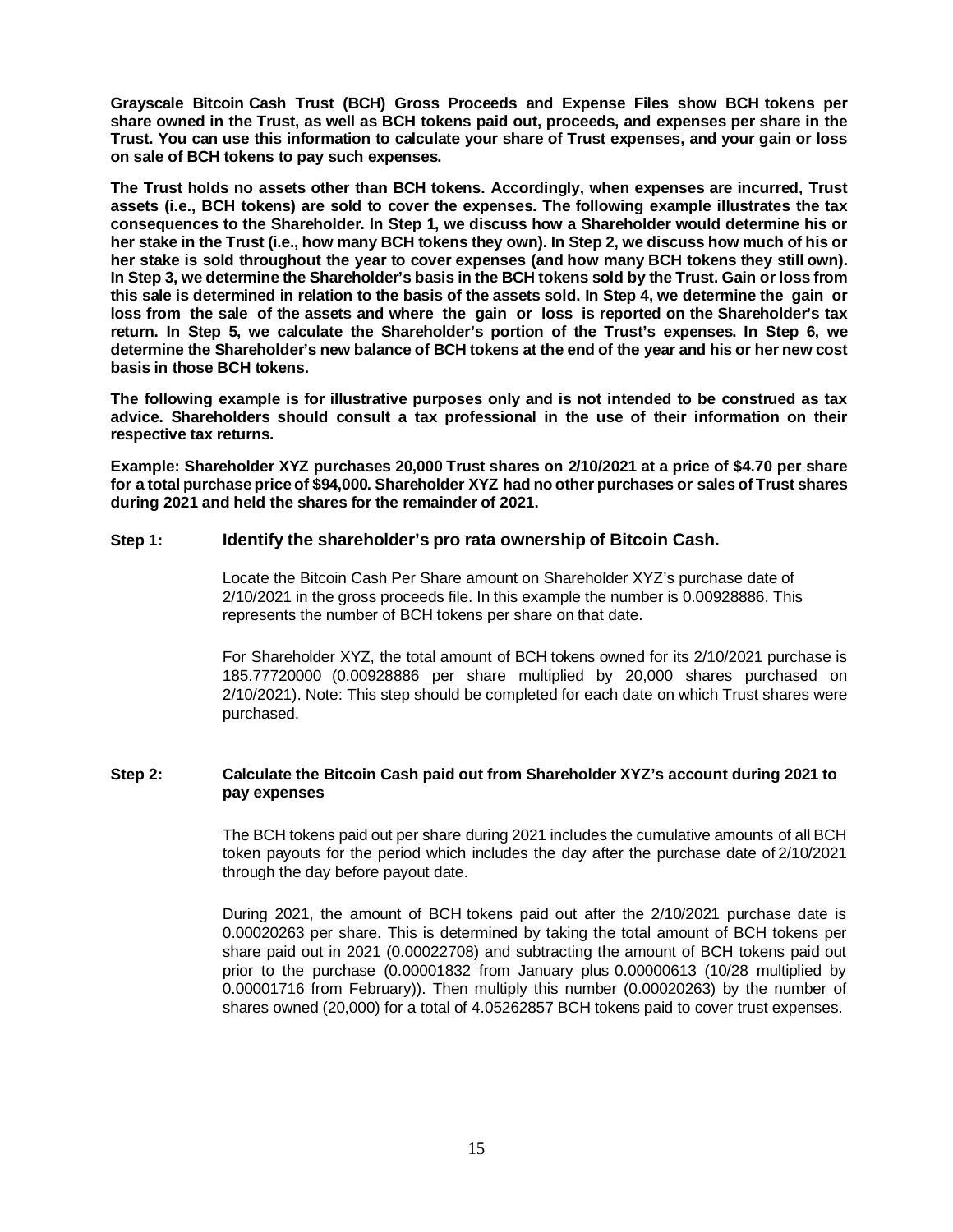**Grayscale Bitcoin Cash Trust (BCH) Gross Proceeds and Expense Files show BCH tokens per share owned in the Trust, as well as BCH tokens paid out, proceeds, and expenses per share in the Trust. You can use this information to calculate your share of Trust expenses, and your gain or loss on sale of BCH tokens to pay such expenses.**

**The Trust holds no assets other than BCH tokens. Accordingly, when expenses are incurred, Trust assets (i.e., BCH tokens) are sold to cover the expenses. The following example illustrates the tax consequences to the Shareholder. In Step 1, we discuss how a Shareholder would determine his or her stake in the Trust (i.e., how many BCH tokens they own). In Step 2, we discuss how much of his or her stake is sold throughout the year to cover expenses (and how many BCH tokens they still own). In Step 3, we determine the Shareholder's basis in the BCH tokens sold by the Trust. Gain or loss from this sale is determined in relation to the basis of the assets sold. In Step 4, we determine the gain or loss from the sale of the assets and where the gain or loss is reported on the Shareholder's tax return. In Step 5, we calculate the Shareholder's portion of the Trust's expenses. In Step 6, we determine the Shareholder's new balance of BCH tokens at the end of the year and his or her new cost basis in those BCH tokens.**

**The following example is for illustrative purposes only and is not intended to be construed as tax advice. Shareholders should consult a tax professional in the use of their information on their respective tax returns.**

**Example: Shareholder XYZ purchases 20,000 Trust shares on 2/10/2021 at a price of $4.70 per share for a total purchase price of $94,000. Shareholder XYZ had no other purchases or sales of Trust shares during 2021 and held the shares for the remainder of 2021.**

### Step 1: Identify the shareholder's pro rata ownership of Bitcoin Cash.

Locate the Bitcoin Cash Per Share amount on Shareholder XYZ's purchase date of 2/10/2021 in the gross proceeds file. In this example the number is 0.00928886. This represents the number of BCH tokens per share on that date.

For Shareholder XYZ, the total amount of BCH tokens owned for its 2/10/2021 purchase is 185.77720000 (0.00928886 per share multiplied by 20,000 shares purchased on 2/10/2021). Note: This step should be completed for each date on which Trust shares were purchased.

### Step 2: Calculate the Bitcoin Cash paid out from Shareholder XYZ's account during 2021 to pay expenses

The BCH tokens paid out per share during 2021 includes the cumulative amounts of all BCH token payouts for the period which includes the day after the purchase date of 2/10/2021 through the day before payout date.

During 2021, the amount of BCH tokens paid out after the 2/10/2021 purchase date is 0.00020263 per share. This is determined by taking the total amount of BCH tokens per share paid out in 2021 (0.00022708) and subtracting the amount of BCH tokens paid out prior to the purchase (0.00001832 from January plus 0.00000613 (10/28 multiplied by 0.00001716 from February)). Then multiply this number (0.00020263) by the number of shares owned (20,000) for a total of 4.05262857 BCH tokens paid to cover trust expenses.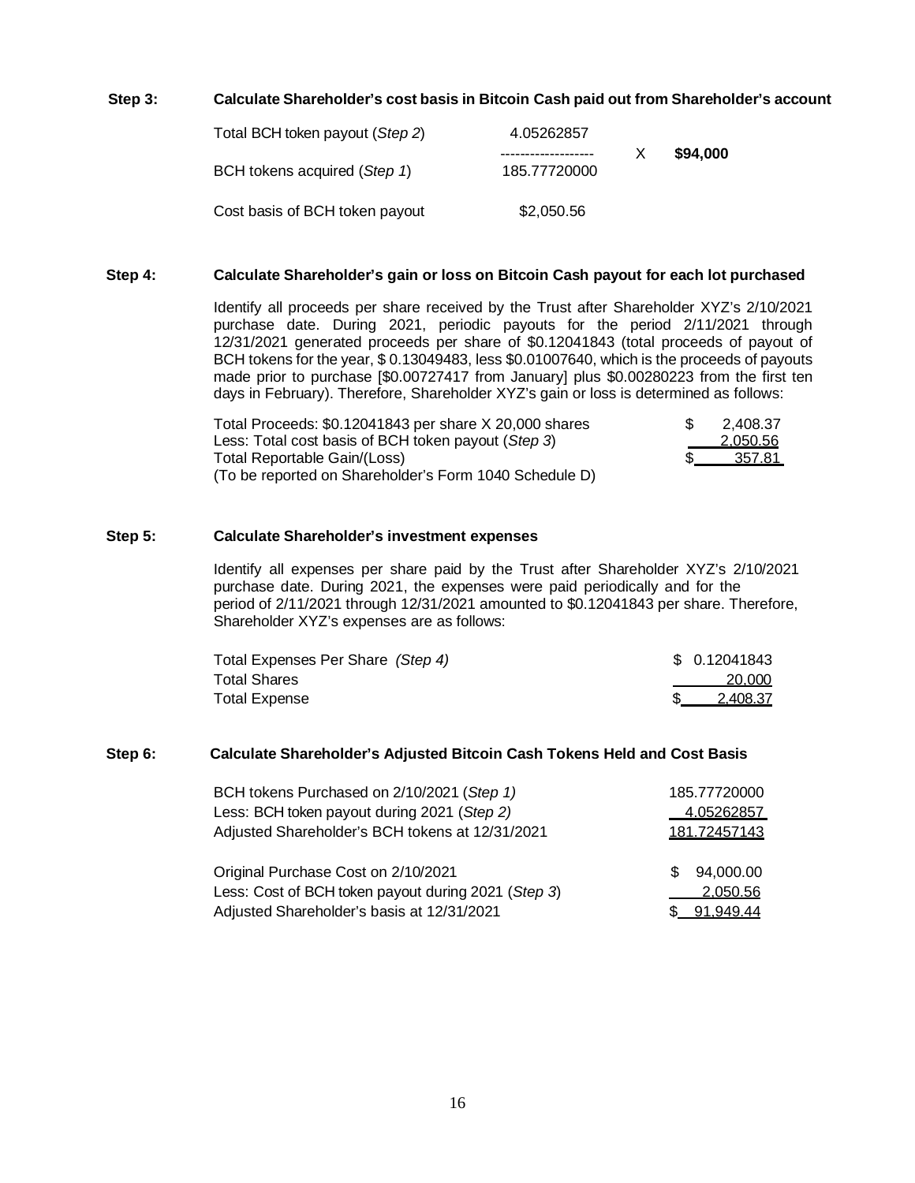**Step 3: Calculate Shareholder's cost basis in Bitcoin Cash paid out from Shareholder's account**

| | | | |
|---|---|---|---|
| Total BCH token payout (*Step 2*) | 4.05262857 | | |
| | ------------------- | X | **\$94,000** |
| BCH tokens acquired (*Step 1*) | 185.77720000 | | |
| Cost basis of BCH token payout | \$2,050.56 | | |

**Step 4: Calculate Shareholder's gain or loss on Bitcoin Cash payout for each lot purchased**

Identify all proceeds per share received by the Trust after Shareholder XYZ's 2/10/2021 purchase date. During 2021, periodic payouts for the period 2/11/2021 through 12/31/2021 generated proceeds per share of \$0.12041843 (total proceeds of payout of BCH tokens for the year, \$ 0.13049483, less \$0.01007640, which is the proceeds of payouts made prior to purchase [\$0.00727417 from January] plus \$0.00280223 from the first ten days in February). Therefore, Shareholder XYZ's gain or loss is determined as follows:

| | |
|---|---|
| Total Proceeds: \$0.12041843 per share X 20,000 shares | \$ 2,408.37 |
| Less: Total cost basis of BCH token payout (*Step 3*) | 2,050.56 |
| Total Reportable Gain/(Loss) | \$ 357.81 |
| (To be reported on Shareholder's Form 1040 Schedule D) | |

**Step 5: Calculate Shareholder's investment expenses**

Identify all expenses per share paid by the Trust after Shareholder XYZ's 2/10/2021 purchase date. During 2021, the expenses were paid periodically and for the period of 2/11/2021 through 12/31/2021 amounted to \$0.12041843 per share. Therefore, Shareholder XYZ's expenses are as follows:

| | |
|---|---|
| Total Expenses Per Share *(Step 4)* | \$ 0.12041843 |
| Total Shares | 20,000 |
| Total Expense | \$ 2,408.37 |

**Step 6: Calculate Shareholder's Adjusted Bitcoin Cash Tokens Held and Cost Basis**

| | |
|---|---|
| BCH tokens Purchased on 2/10/2021 (*Step 1)* | 185.77720000 |
| Less: BCH token payout during 2021 (*Step 2)* | 4.05262857 |
| Adjusted Shareholder's BCH tokens at 12/31/2021 | 181.72457143 |
| | |
| Original Purchase Cost on 2/10/2021 | \$ 94,000.00 |
| Less: Cost of BCH token payout during 2021 (*Step 3*) | 2,050.56 |
| Adjusted Shareholder's basis at 12/31/2021 | \$ 91,949.44 |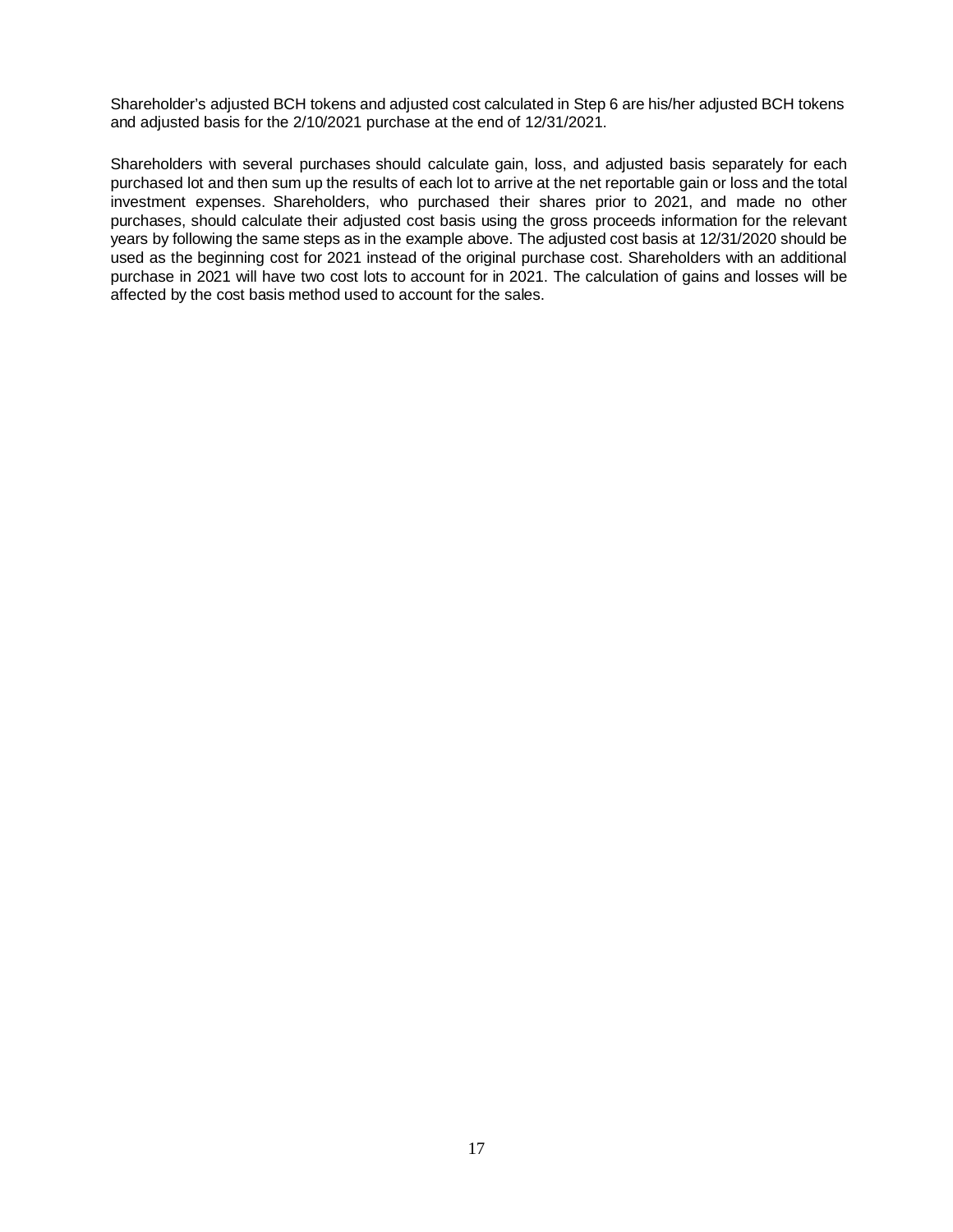Shareholder's adjusted BCH tokens and adjusted cost calculated in Step 6 are his/her adjusted BCH tokens and adjusted basis for the 2/10/2021 purchase at the end of 12/31/2021.

Shareholders with several purchases should calculate gain, loss, and adjusted basis separately for each purchased lot and then sum up the results of each lot to arrive at the net reportable gain or loss and the total investment expenses. Shareholders, who purchased their shares prior to 2021, and made no other purchases, should calculate their adjusted cost basis using the gross proceeds information for the relevant years by following the same steps as in the example above. The adjusted cost basis at 12/31/2020 should be used as the beginning cost for 2021 instead of the original purchase cost. Shareholders with an additional purchase in 2021 will have two cost lots to account for in 2021. The calculation of gains and losses will be affected by the cost basis method used to account for the sales.